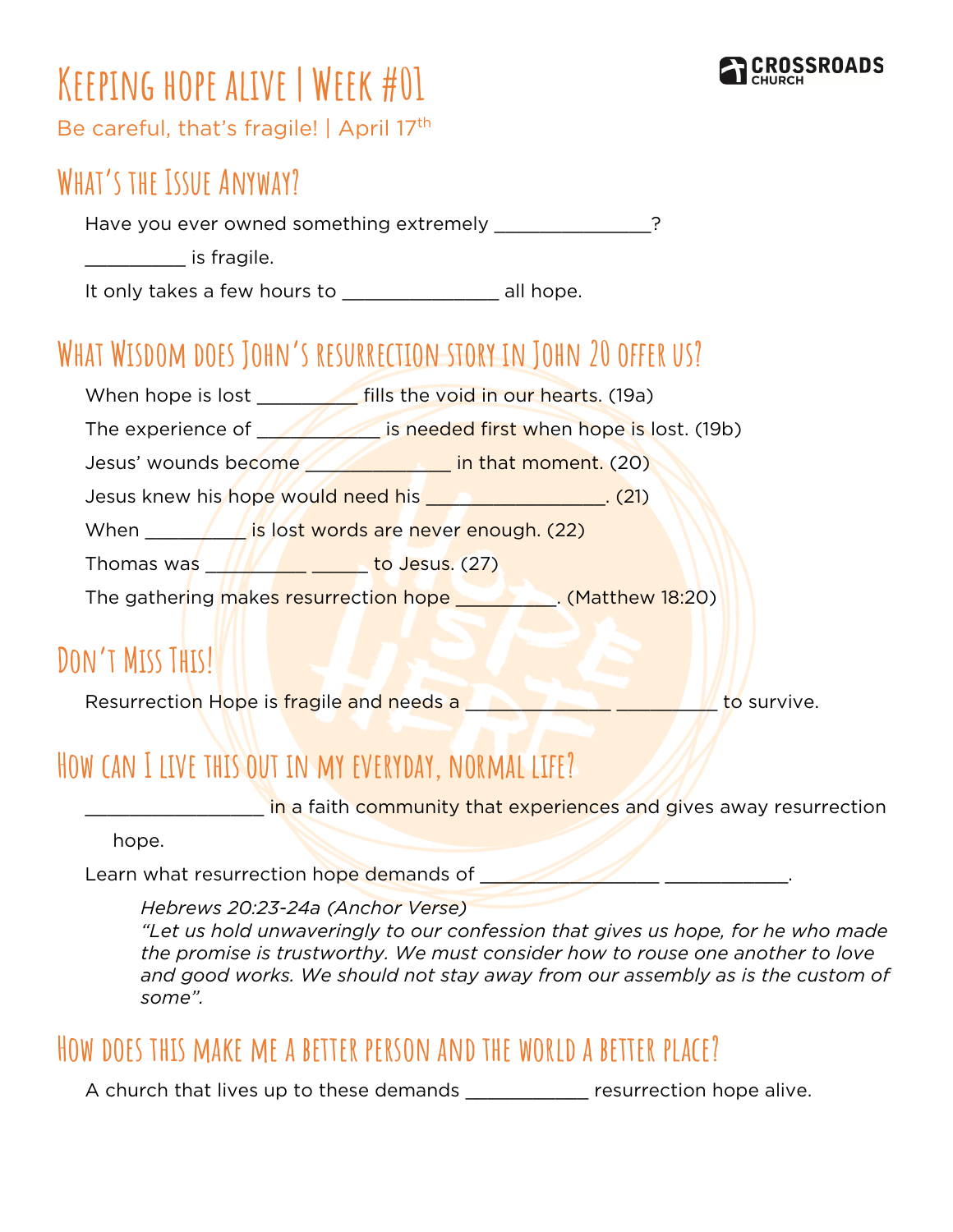# Keeping hope alive | Week #01

Be careful, that's fragile! | April 17th

CROSSROADS CHURCH

## What's the Issue Anyway?

Have you ever owned something extremely _______________?

__________ is fragile.

It only takes a few hours to _______________ all hope.

## What Wisdom does John's resurrection story in John 20 offer us?

When hope is lost __________ fills the void in our hearts. (19a)

The experience of ____________ is needed first when hope is lost. (19b)

Jesus' wounds become ______________ in that moment. (20)

Jesus knew his hope would need his _________________. (21)

When __________ is lost words are never enough. (22)

Thomas was __________ ______ to Jesus. (27)

The gathering makes resurrection hope __________. (Matthew 18:20)

## Don't Miss This!

Resurrection Hope is fragile and needs a ______________ __________ to survive.

## How can I live this out in my everyday, normal life?

_________________ in a faith community that experiences and gives away resurrection hope.

Learn what resurrection hope demands of _________________ ____________.

*Hebrews 20:23-24a (Anchor Verse)*
*"Let us hold unwaveringly to our confession that gives us hope, for he who made the promise is trustworthy. We must consider how to rouse one another to love and good works. We should not stay away from our assembly as is the custom of some".*

## How does this make me a better person and the world a better place?

A church that lives up to these demands ____________ resurrection hope alive.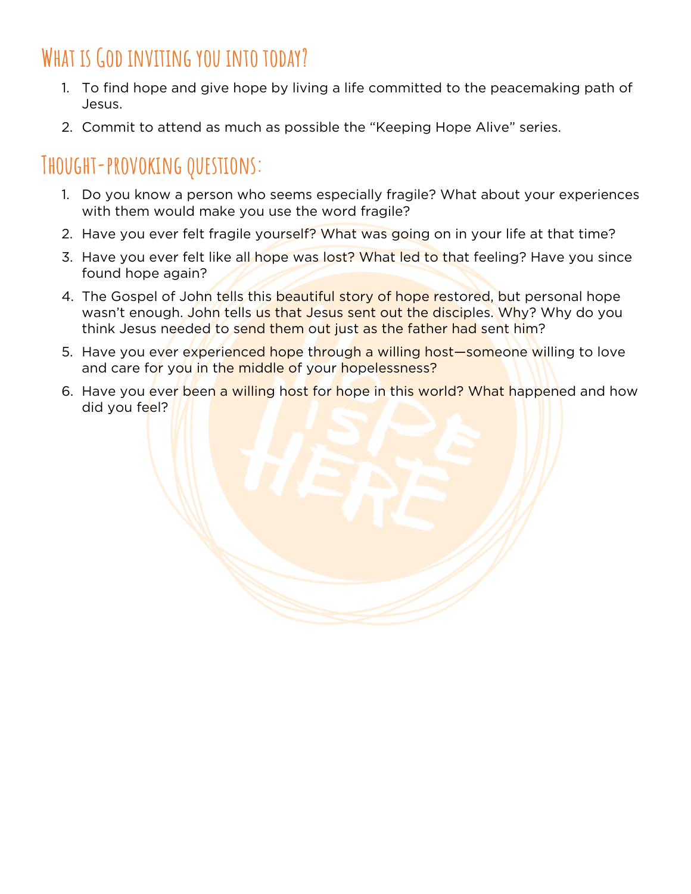## What is God inviting you into today?

1. To find hope and give hope by living a life committed to the peacemaking path of Jesus.
2. Commit to attend as much as possible the "Keeping Hope Alive" series.

## Thought-provoking questions:

1. Do you know a person who seems especially fragile? What about your experiences with them would make you use the word fragile?
2. Have you ever felt fragile yourself? What was going on in your life at that time?
3. Have you ever felt like all hope was lost? What led to that feeling? Have you since found hope again?
4. The Gospel of John tells this beautiful story of hope restored, but personal hope wasn't enough. John tells us that Jesus sent out the disciples. Why? Why do you think Jesus needed to send them out just as the father had sent him?
5. Have you ever experienced hope through a willing host—someone willing to love and care for you in the middle of your hopelessness?
6. Have you ever been a willing host for hope in this world? What happened and how did you feel?